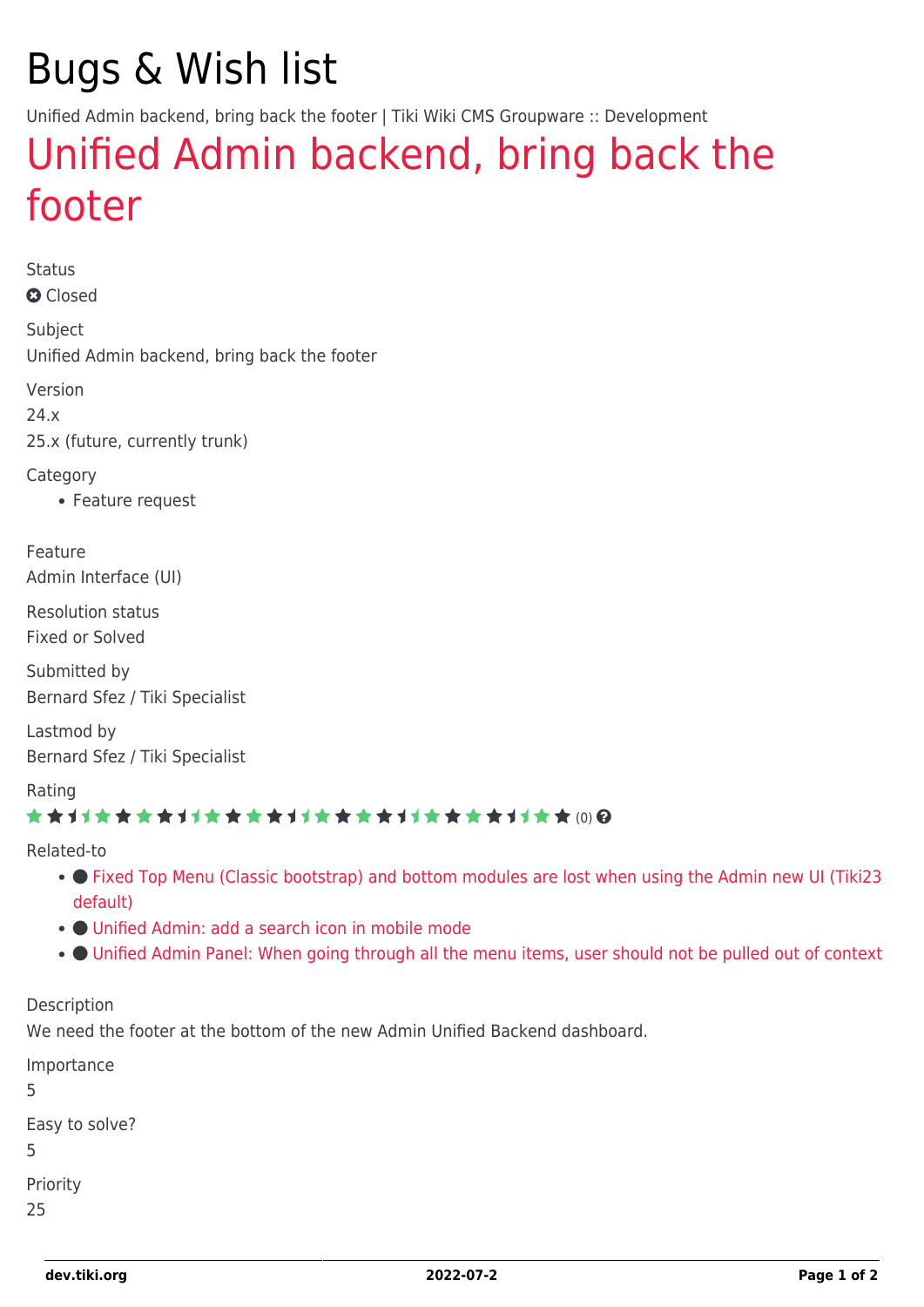# Bugs & Wish list

Unified Admin backend, bring back the footer | Tiki Wiki CMS Groupware :: Development

## Unified Admin backend, bring back the footer

Status

Closed

Subject

Unified Admin backend, bring back the footer

Version

24.x

25.x (future, currently trunk)

Category

- Feature request

Feature

Admin Interface (UI)

Resolution status

Fixed or Solved

Submitted by

Bernard Sfez / Tiki Specialist

Lastmod by

Bernard Sfez / Tiki Specialist

Rating

(0)

Related-to

- Fixed Top Menu (Classic bootstrap) and bottom modules are lost when using the Admin new UI (Tiki23 default)
- Unified Admin: add a search icon in mobile mode
- Unified Admin Panel: When going through all the menu items, user should not be pulled out of context

Description

We need the footer at the bottom of the new Admin Unified Backend dashboard.

Importance

5

Easy to solve?

5

Priority

25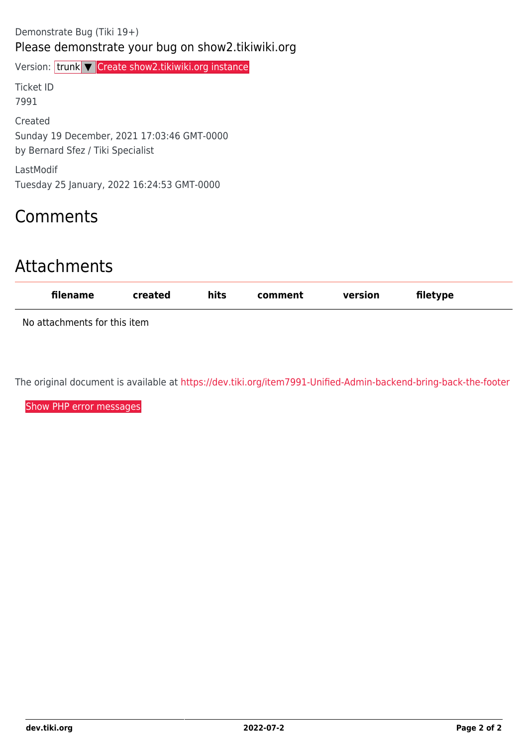Demonstrate Bug (Tiki 19+)

Please demonstrate your bug on show2.tikiwiki.org

Version: trunk ▼ Create show2.tikiwiki.org instance

Ticket ID

7991

Created

Sunday 19 December, 2021 17:03:46 GMT-0000

by Bernard Sfez / Tiki Specialist

LastModif

Tuesday 25 January, 2022 16:24:53 GMT-0000

## Comments

## Attachments

| filename | created | hits | comment | version | filetype |
|---|---|---|---|---|---|
| No attachments for this item | | | | | |

The original document is available at https://dev.tiki.org/item7991-Unified-Admin-backend-bring-back-the-footer

Show PHP error messages